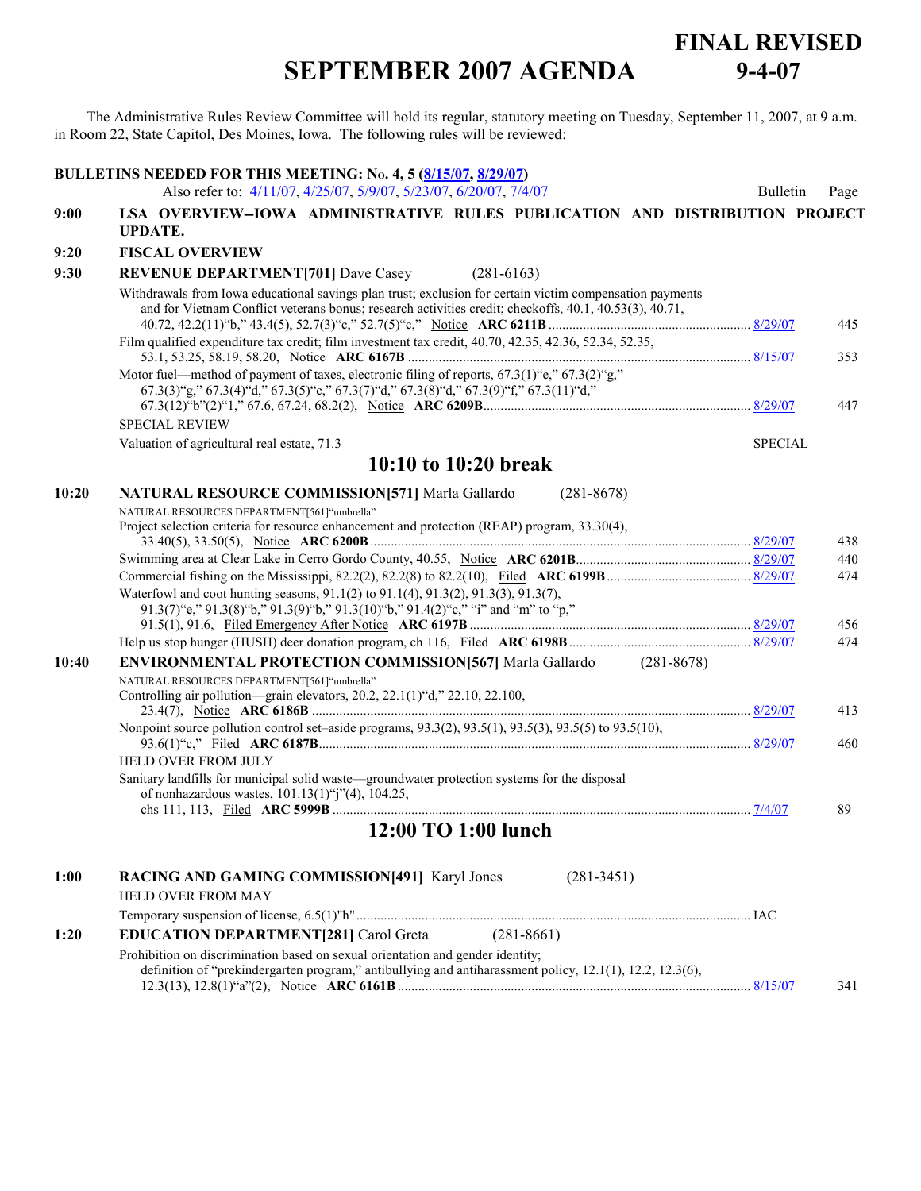# SEPTEMBER 2007 AGENDA

**FINAL REVISED 9-4-07**

The Administrative Rules Review Committee will hold its regular, statutory meeting on Tuesday, September 11, 2007, at 9 a.m. in Room 22, State Capitol, Des Moines, Iowa. The following rules will be reviewed:

**BULLETINS NEEDED FOR THIS MEETING: No. 4, 5 (8/15/07, 8/29/07)**

Also refer to: 4/11/07, 4/25/07, 5/9/07, 5/23/07, 6/20/07, 7/4/07

| Time | Item | Bulletin | Page |
|---|---|---|---|
| **9:00** | **LSA OVERVIEW--IOWA ADMINISTRATIVE RULES PUBLICATION AND DISTRIBUTION PROJECT UPDATE.** | | |
| **9:20** | **FISCAL OVERVIEW** | | |
| **9:30** | **REVENUE DEPARTMENT[701]** Dave Casey (281-6163) | | |
| | Withdrawals from Iowa educational savings plan trust; exclusion for certain victim compensation payments and for Vietnam Conflict veterans bonus; research activities credit; checkoffs, 40.1, 40.53(3), 40.71, 40.72, 42.2(11)"b," 43.4(5), 52.7(3)"c," 52.7(5)"c," Notice **ARC 6211B** | 8/29/07 | 445 |
| | Film qualified expenditure tax credit; film investment tax credit, 40.70, 42.35, 42.36, 52.34, 52.35, 53.1, 53.25, 58.19, 58.20, Notice **ARC 6167B** | 8/15/07 | 353 |
| | Motor fuel—method of payment of taxes, electronic filing of reports, 67.3(1)"e," 67.3(2)"g," 67.3(3)"g," 67.3(4)"d," 67.3(5)"c," 67.3(7)"d," 67.3(8)"d," 67.3(9)"f," 67.3(11)"d," 67.3(12)"b"(2)"1," 67.6, 67.24, 68.2(2), Notice **ARC 6209B** | 8/29/07 | 447 |
| | SPECIAL REVIEW | | |
| | Valuation of agricultural real estate, 71.3 | SPECIAL | |

## 10:10 to 10:20 break

| Time | Item | Bulletin | Page |
|---|---|---|---|
| **10:20** | **NATURAL RESOURCE COMMISSION[571]** Marla Gallardo (281-8678) | | |
| | NATURAL RESOURCES DEPARTMENT[561]"umbrella" | | |
| | Project selection criteria for resource enhancement and protection (REAP) program, 33.30(4), 33.40(5), 33.50(5), Notice **ARC 6200B** | 8/29/07 | 438 |
| | Swimming area at Clear Lake in Cerro Gordo County, 40.55, Notice **ARC 6201B** | 8/29/07 | 440 |
| | Commercial fishing on the Mississippi, 82.2(2), 82.2(8) to 82.2(10), Filed **ARC 6199B** | 8/29/07 | 474 |
| | Waterfowl and coot hunting seasons, 91.1(2) to 91.1(4), 91.3(2), 91.3(3), 91.3(7), 91.3(7)"e," 91.3(8)"b," 91.3(9)"b," 91.3(10)"b," 91.4(2)"c," "i" and "m" to "p," 91.5(1), 91.6, Filed Emergency After Notice **ARC 6197B** | 8/29/07 | 456 |
| | Help us stop hunger (HUSH) deer donation program, ch 116, Filed **ARC 6198B** | 8/29/07 | 474 |
| **10:40** | **ENVIRONMENTAL PROTECTION COMMISSION[567]** Marla Gallardo (281-8678) | | |
| | NATURAL RESOURCES DEPARTMENT[561]"umbrella" | | |
| | Controlling air pollution—grain elevators, 20.2, 22.1(1)"d," 22.10, 22.100, 23.4(7), Notice **ARC 6186B** | 8/29/07 | 413 |
| | Nonpoint source pollution control set–aside programs, 93.3(2), 93.5(1), 93.5(3), 93.5(5) to 93.5(10), 93.6(1)"c," Filed **ARC 6187B** | 8/29/07 | 460 |
| | HELD OVER FROM JULY | | |
| | Sanitary landfills for municipal solid waste—groundwater protection systems for the disposal of nonhazardous wastes, 101.13(1)"j"(4), 104.25, chs 111, 113, Filed **ARC 5999B** | 7/4/07 | 89 |

## 12:00 TO 1:00 lunch

| Time | Item | Bulletin | Page |
|---|---|---|---|
| **1:00** | **RACING AND GAMING COMMISSION[491]** Karyl Jones (281-3451) | | |
| | HELD OVER FROM MAY | | |
| | Temporary suspension of license, 6.5(1)"h" | IAC | |
| **1:20** | **EDUCATION DEPARTMENT[281]** Carol Greta (281-8661) | | |
| | Prohibition on discrimination based on sexual orientation and gender identity; definition of "prekindergarten program," antibullying and antiharassment policy, 12.1(1), 12.2, 12.3(6), 12.3(13), 12.8(1)"a"(2), Notice **ARC 6161B** | 8/15/07 | 341 |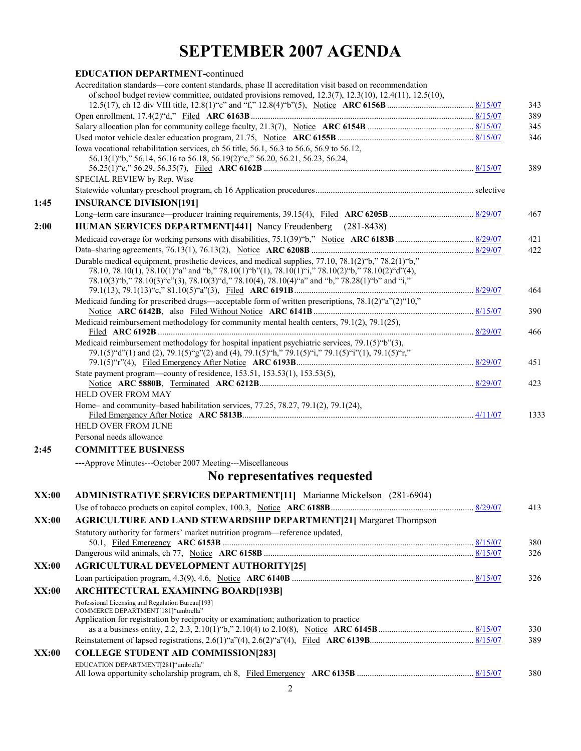# SEPTEMBER 2007 AGENDA

| | | | |
|---|---|---|---|
| | **EDUCATION DEPARTMENT-**continued | | |
| | Accreditation standards—core content standards, phase II accreditation visit based on recommendation of school budget review committee, outdated provisions removed, 12.3(7), 12.3(10), 12.4(11), 12.5(10), 12.5(17), ch 12 div VIII title, 12.8(1)"c" and "f," 12.8(4)"b"(5), Notice **ARC 6156B** | 8/15/07 | 343 |
| | Open enrollment, 17.4(2)"d," Filed **ARC 6163B** | 8/15/07 | 389 |
| | Salary allocation plan for community college faculty, 21.3(7), Notice **ARC 6154B** | 8/15/07 | 345 |
| | Used motor vehicle dealer education program, 21.75, Notice **ARC 6155B** | 8/15/07 | 346 |
| | Iowa vocational rehabilitation services, ch 56 title, 56.1, 56.3 to 56.6, 56.9 to 56.12, 56.13(1)"b," 56.14, 56.16 to 56.18, 56.19(2)"c," 56.20, 56.21, 56.23, 56.24, 56.25(1)"e," 56.29, 56.35(7), Filed **ARC 6162B** | 8/15/07 | 389 |
| | SPECIAL REVIEW by Rep. Wise | | |
| | Statewide voluntary preschool program, ch 16 Application procedures | selective | |
| **1:45** | **INSURANCE DIVISION[191]** | | |
| | Long–term care insurance—producer training requirements, 39.15(4), Filed **ARC 6205B** | 8/29/07 | 467 |
| **2:00** | **HUMAN SERVICES DEPARTMENT[441]** Nancy Freudenberg (281-8438) | | |
| | Medicaid coverage for working persons with disabilities, 75.1(39)"b," Notice **ARC 6183B** | 8/29/07 | 421 |
| | Data–sharing agreements, 76.13(1), 76.13(2), Notice **ARC 6208B** | 8/29/07 | 422 |
| | Durable medical equipment, prosthetic devices, and medical supplies, 77.10, 78.1(2)"b," 78.2(1)"b," 78.10, 78.10(1), 78.10(1)"a" and "b," 78.10(1)"b"(1), 78.10(1)"i," 78.10(2)"b," 78.10(2)"d"(4), 78.10(3)"b," 78.10(3)"c"(3), 78.10(3)"d," 78.10(4), 78.10(4)"a" and "b," 78.28(1)"b" and "i," 79.1(13), 79.1(13)"c," 81.10(5)"a"(3), Filed **ARC 6191B** | 8/29/07 | 464 |
| | Medicaid funding for prescribed drugs—acceptable form of written prescriptions, 78.1(2)"a"(2)"10," Notice **ARC 6142B**, also Filed Without Notice **ARC 6141B** | 8/15/07 | 390 |
| | Medicaid reimbursement methodology for community mental health centers, 79.1(2), 79.1(25), Filed **ARC 6192B** | 8/29/07 | 466 |
| | Medicaid reimbursement methodology for hospital inpatient psychiatric services, 79.1(5)"b"(3), 79.1(5)"d"(1) and (2), 79.1(5)"g"(2) and (4), 79.1(5)"h," 79.1(5)"i," 79.1(5)"i"(1), 79.1(5)"r," 79.1(5)"r"(4), Filed Emergency After Notice **ARC 6193B** | 8/29/07 | 451 |
| | State payment program—county of residence, 153.51, 153.53(1), 153.53(5), Notice **ARC 5880B**, Terminated **ARC 6212B** | 8/29/07 | 423 |
| | HELD OVER FROM MAY | | |
| | Home– and community–based habilitation services, 77.25, 78.27, 79.1(2), 79.1(24), Filed Emergency After Notice **ARC 5813B** | 4/11/07 | 1333 |
| | HELD OVER FROM JUNE | | |
| | Personal needs allowance | | |
| **2:45** | **COMMITTEE BUSINESS** | | |
| | ---Approve Minutes---October 2007 Meeting---Miscellaneous | | |

## No representatives requested

| | | | |
|---|---|---|---|
| **XX:00** | **ADMINISTRATIVE SERVICES DEPARTMENT[11]** Marianne Mickelson (281-6904) | | |
| | Use of tobacco products on capitol complex, 100.3, Notice **ARC 6188B** | 8/29/07 | 413 |
| **XX:00** | **AGRICULTURE AND LAND STEWARDSHIP DEPARTMENT[21]** Margaret Thompson | | |
| | Statutory authority for farmers' market nutrition program—reference updated, 50.1, Filed Emergency **ARC 6153B** | 8/15/07 | 380 |
| | Dangerous wild animals, ch 77, Notice **ARC 6158B** | 8/15/07 | 326 |
| **XX:00** | **AGRICULTURAL DEVELOPMENT AUTHORITY[25]** | | |
| | Loan participation program, 4.3(9), 4.6, Notice **ARC 6140B** | 8/15/07 | 326 |
| **XX:00** | **ARCHITECTURAL EXAMINING BOARD[193B]** | | |
| | Professional Licensing and Regulation Bureau[193] COMMERCE DEPARTMENT[181]"umbrella" | | |
| | Application for registration by reciprocity or examination; authorization to practice as a a business entity, 2.2, 2.3, 2.10(1)"b," 2.10(4) to 2.10(8), Notice **ARC 6145B** | 8/15/07 | 330 |
| | Reinstatement of lapsed registrations, 2.6(1)"a"(4), 2.6(2)"a"(4), Filed **ARC 6139B** | 8/15/07 | 389 |
| **XX:00** | **COLLEGE STUDENT AID COMMISSION[283]** | | |
| | EDUCATION DEPARTMENT[281]"umbrella" | | |
| | All Iowa opportunity scholarship program, ch 8, Filed Emergency **ARC 6135B** | 8/15/07 | 380 |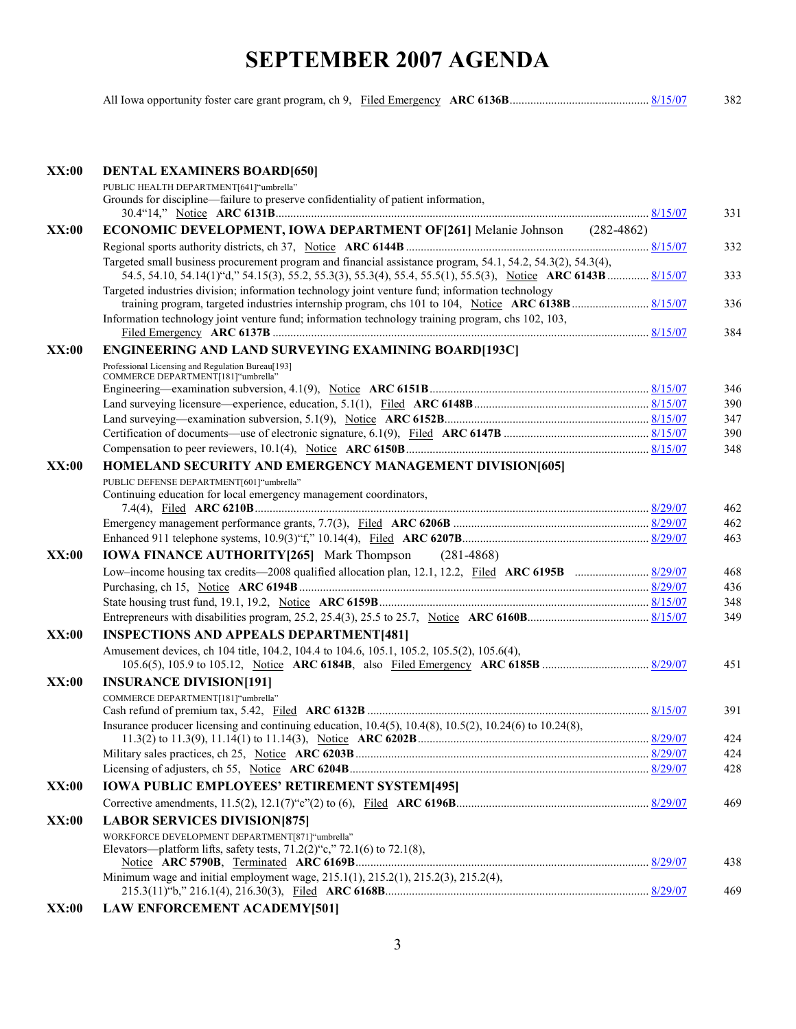# SEPTEMBER 2007 AGENDA

All Iowa opportunity foster care grant program, ch 9, Filed Emergency **ARC 6136B** ............................................... 8/15/07 382

**XX:00** **DENTAL EXAMINERS BOARD[650]**

PUBLIC HEALTH DEPARTMENT[641]"umbrella"

Grounds for discipline—failure to preserve confidentiality of patient information, 30.4"14," Notice **ARC 6131B** ............................................................................................................... 8/15/07 331

**XX:00** **ECONOMIC DEVELOPMENT, IOWA DEPARTMENT OF[261]** Melanie Johnson (282-4862)

Regional sports authority districts, ch 37, Notice **ARC 6144B** ................................................................................. 8/15/07 332

Targeted small business procurement program and financial assistance program, 54.1, 54.2, 54.3(2), 54.3(4), 54.5, 54.10, 54.14(1)"d," 54.15(3), 55.2, 55.3(3), 55.3(4), 55.4, 55.5(1), 55.5(3), Notice **ARC 6143B** .............. 8/15/07 333

Targeted industries division; information technology joint venture fund; information technology training program, targeted industries internship program, chs 101 to 104, Notice **ARC 6138B** .......................... 8/15/07 336

Information technology joint venture fund; information technology training program, chs 102, 103, Filed Emergency **ARC 6137B** ............................................................................................................... 8/15/07 384

**XX:00** **ENGINEERING AND LAND SURVEYING EXAMINING BOARD[193C]**

Professional Licensing and Regulation Bureau[193]
COMMERCE DEPARTMENT[181]"umbrella"

Engineering—examination subversion, 4.1(9), Notice **ARC 6151B** .......................................................................... 8/15/07 346

Land surveying licensure—experience, education, 5.1(1), Filed **ARC 6148B** ........................................................... 8/15/07 390

Land surveying—examination subversion, 5.1(9), Notice **ARC 6152B** ..................................................................... 8/15/07 347

Certification of documents—use of electronic signature, 6.1(9), Filed **ARC 6147B** ................................................. 8/15/07 390

Compensation to peer reviewers, 10.1(4), Notice **ARC 6150B** ................................................................................. 8/15/07 348

**XX:00** **HOMELAND SECURITY AND EMERGENCY MANAGEMENT DIVISION[605]**

PUBLIC DEFENSE DEPARTMENT[601]"umbrella"

Continuing education for local emergency management coordinators, 7.4(4), Filed **ARC 6210B** ................................................................................................................... 8/29/07 462

Emergency management performance grants, 7.7(3), Filed **ARC 6206B** ................................................................. 8/29/07 462

Enhanced 911 telephone systems, 10.9(3)"f," 10.14(4), Filed **ARC 6207B** ............................................................... 8/29/07 463

**XX:00** **IOWA FINANCE AUTHORITY[265]** Mark Thompson (281-4868)

Low–income housing tax credits—2008 qualified allocation plan, 12.1, 12.2, Filed **ARC 6195B** ......................... 8/29/07 468

Purchasing, ch 15, Notice **ARC 6194B** ..................................................................................................................... 8/29/07 436

State housing trust fund, 19.1, 19.2, Notice **ARC 6159B** .......................................................................................... 8/15/07 348

Entrepreneurs with disabilities program, 25.2, 25.4(3), 25.5 to 25.7, Notice **ARC 6160B** ......................................... 8/15/07 349

**XX:00** **INSPECTIONS AND APPEALS DEPARTMENT[481]**

Amusement devices, ch 104 title, 104.2, 104.4 to 104.6, 105.1, 105.2, 105.5(2), 105.6(4), 105.6(5), 105.9 to 105.12, Notice **ARC 6184B**, also Filed Emergency **ARC 6185B** .................................... 8/29/07 451

**XX:00** **INSURANCE DIVISION[191]**

COMMERCE DEPARTMENT[181]"umbrella"

Cash refund of premium tax, 5.42, Filed **ARC 6132B** ................................................................................................ 8/15/07 391

Insurance producer licensing and continuing education, 10.4(5), 10.4(8), 10.5(2), 10.24(6) to 10.24(8), 11.3(2) to 11.3(9), 11.14(1) to 11.14(3), Notice **ARC 6202B** ............................................................................ 8/29/07 424

Military sales practices, ch 25, Notice **ARC 6203B** ................................................................................................... 8/29/07 424

Licensing of adjusters, ch 55, Notice **ARC 6204B** ..................................................................................................... 8/29/07 428

**XX:00** **IOWA PUBLIC EMPLOYEES' RETIREMENT SYSTEM[495]**

Corrective amendments, 11.5(2), 12.1(7)"c"(2) to (6), Filed **ARC 6196B** ................................................................. 8/29/07 469

**XX:00** **LABOR SERVICES DIVISION[875]**

WORKFORCE DEVELOPMENT DEPARTMENT[871]"umbrella"

Elevators—platform lifts, safety tests, 71.2(2)"c," 72.1(6) to 72.1(8), Notice **ARC 5790B**, Terminated **ARC 6169B** ................................................................................................. 8/29/07 438

Minimum wage and initial employment wage, 215.1(1), 215.2(1), 215.2(3), 215.2(4), 215.3(11)"b," 216.1(4), 216.30(3), Filed **ARC 6168B** ........................................................................................ 8/29/07 469

**XX:00** **LAW ENFORCEMENT ACADEMY[501]**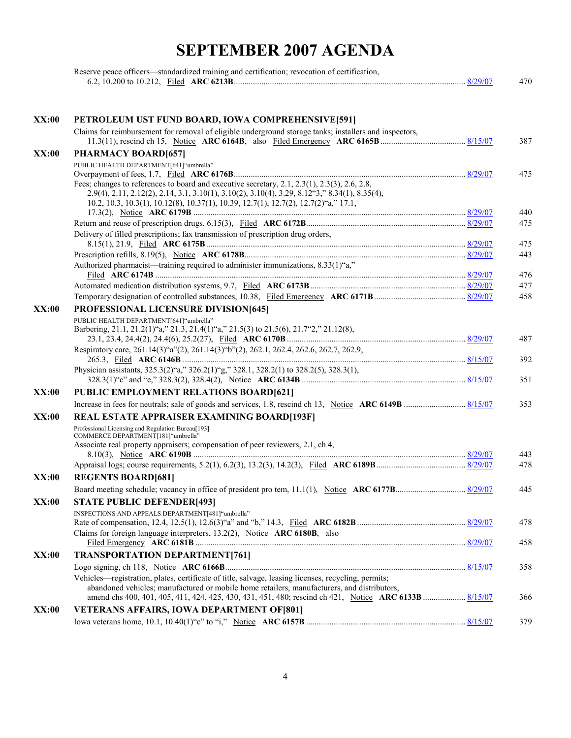# SEPTEMBER 2007 AGENDA

Reserve peace officers—standardized training and certification; revocation of certification, 6.2, 10.200 to 10.212, Filed **ARC 6213B** ... 8/29/07 470

**XX:00** **PETROLEUM UST FUND BOARD, IOWA COMPREHENSIVE[591]**

Claims for reimbursement for removal of eligible underground storage tanks; installers and inspectors, 11.3(11), rescind ch 15, Notice **ARC 6164B**, also Filed Emergency **ARC 6165B** ... 8/15/07 387

**XX:00** **PHARMACY BOARD[657]**

PUBLIC HEALTH DEPARTMENT[641]"umbrella"

Overpayment of fees, 1.7, Filed **ARC 6176B** ... 8/29/07 475

Fees; changes to references to board and executive secretary, 2.1, 2.3(1), 2.3(3), 2.6, 2.8, 2.9(4), 2.11, 2.12(2), 2.14, 3.1, 3.10(1), 3.10(2), 3.10(4), 3.29, 8.12"3," 8.34(1), 8.35(4), 10.2, 10.3, 10.3(1), 10.12(8), 10.37(1), 10.39, 12.7(1), 12.7(2), 12.7(2)"a," 17.1, 17.3(2), Notice **ARC 6179B** ... 8/29/07 440

Return and reuse of prescription drugs, 6.15(3), Filed **ARC 6172B** ... 8/29/07 475

Delivery of filled prescriptions; fax transmission of prescription drug orders, 8.15(1), 21.9, Filed **ARC 6175B** ... 8/29/07 475

Prescription refills, 8.19(5), Notice **ARC 6178B** ... 8/29/07 443

Authorized pharmacist—training required to administer immunizations, 8.33(1)"a," Filed **ARC 6174B** ... 8/29/07 476

Automated medication distribution systems, 9.7, Filed **ARC 6173B** ... 8/29/07 477

Temporary designation of controlled substances, 10.38, Filed Emergency **ARC 6171B** ... 8/29/07 458

**XX:00** **PROFESSIONAL LICENSURE DIVISION[645]**

PUBLIC HEALTH DEPARTMENT[641]"umbrella"

Barbering, 21.1, 21.2(1)"a," 21.3, 21.4(1)"a," 21.5(3) to 21.5(6), 21.7"2," 21.12(8), 23.1, 23.4, 24.4(2), 24.4(6), 25.2(27), Filed **ARC 6170B** ... 8/29/07 487

Respiratory care, 261.14(3)"a"(2), 261.14(3)"b"(2), 262.1, 262.4, 262.6, 262.7, 262.9, 265.3, Filed **ARC 6146B** ... 8/15/07 392

Physician assistants, 325.3(2)"a," 326.2(1)"g," 328.1, 328.2(1) to 328.2(5), 328.3(1), 328.3(1)"c" and "e," 328.3(2), 328.4(2), Notice **ARC 6134B** ... 8/15/07 351

**XX:00** **PUBLIC EMPLOYMENT RELATIONS BOARD[621]**

Increase in fees for neutrals; sale of goods and services, 1.8, rescind ch 13, Notice **ARC 6149B** ... 8/15/07 353

**XX:00** **REAL ESTATE APPRAISER EXAMINING BOARD[193F]**

Professional Licensing and Regulation Bureau[193]
COMMERCE DEPARTMENT[181]"umbrella"

Associate real property appraisers; compensation of peer reviewers, 2.1, ch 4, 8.10(3), Notice **ARC 6190B** ... 8/29/07 443

Appraisal logs; course requirements, 5.2(1), 6.2(3), 13.2(3), 14.2(3), Filed **ARC 6189B** ... 8/29/07 478

**XX:00** **REGENTS BOARD[681]**

Board meeting schedule; vacancy in office of president pro tem, 11.1(1), Notice **ARC 6177B** ... 8/29/07 445

**XX:00** **STATE PUBLIC DEFENDER[493]**

INSPECTIONS AND APPEALS DEPARTMENT[481]"umbrella"

Rate of compensation, 12.4, 12.5(1), 12.6(3)"a" and "b," 14.3, Filed **ARC 6182B** ... 8/29/07 478

Claims for foreign language interpreters, 13.2(2), Notice **ARC 6180B**, also Filed Emergency **ARC 6181B** ... 8/29/07 458

**XX:00** **TRANSPORTATION DEPARTMENT[761]**

Logo signing, ch 118, Notice **ARC 6166B** ... 8/15/07 358

Vehicles—registration, plates, certificate of title, salvage, leasing licenses, recycling, permits; abandoned vehicles; manufactured or mobile home retailers, manufacturers, and distributors, amend chs 400, 401, 405, 411, 424, 425, 430, 431, 451, 480; rescind ch 421, Notice **ARC 6133B** ... 8/15/07 366

**XX:00** **VETERANS AFFAIRS, IOWA DEPARTMENT OF[801]**

Iowa veterans home, 10.1, 10.40(1)"c" to "i," Notice **ARC 6157B** ... 8/15/07 379